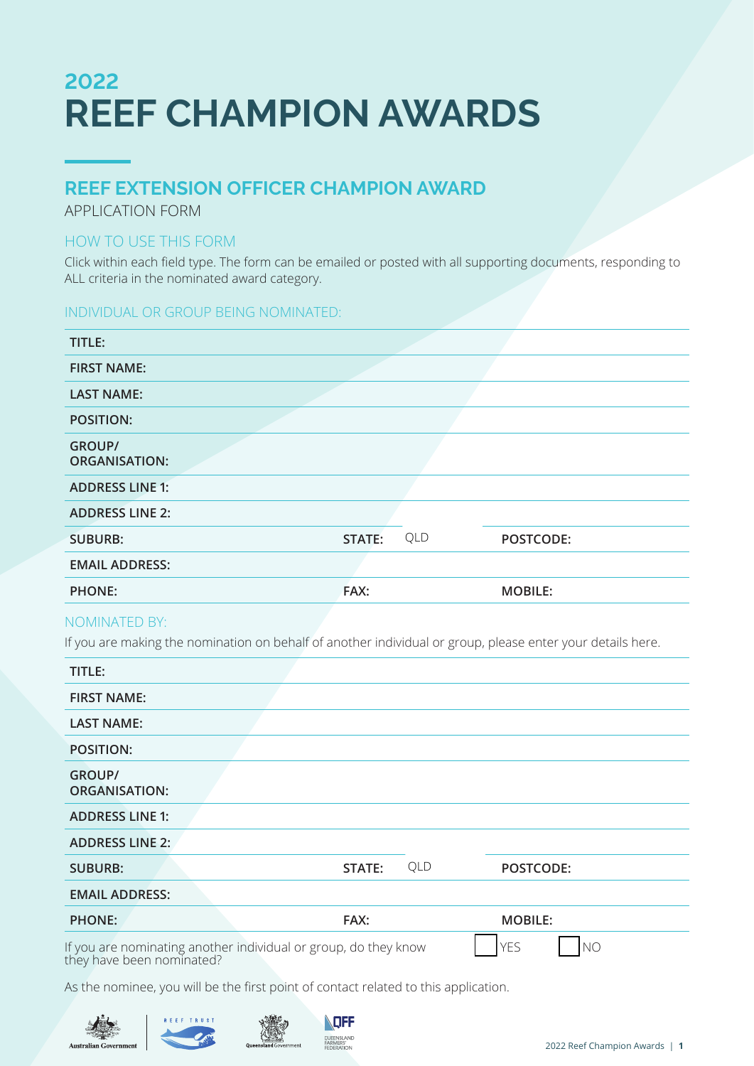## 2022

# REEF CHAMPION AWARDS

## REEF EXTENSION OFFICER CHAMPION AWARD

APPLICATION FORM

### HOW TO USE THIS FORM

Click within each field type. The form can be emailed or posted with all supporting documents, responding to ALL criteria in the nominated award category.

### INDIVIDUAL OR GROUP BEING NOMINATED:

| | | | | | |
|---|---|---|---|---|---|
| **TITLE:** | | | | | |
| **FIRST NAME:** | | | | | |
| **LAST NAME:** | | | | | |
| **POSITION:** | | | | | |
| **GROUP/ ORGANISATION:** | | | | | |
| **ADDRESS LINE 1:** | | | | | |
| **ADDRESS LINE 2:** | | | | | |
| **SUBURB:** | | **STATE:** | QLD | **POSTCODE:** | |
| **EMAIL ADDRESS:** | | | | | |
| **PHONE:** | | **FAX:** | | **MOBILE:** | |

### NOMINATED BY:

If you are making the nomination on behalf of another individual or group, please enter your details here.

| | | | | | |
|---|---|---|---|---|---|
| **TITLE:** | | | | | |
| **FIRST NAME:** | | | | | |
| **LAST NAME:** | | | | | |
| **POSITION:** | | | | | |
| **GROUP/ ORGANISATION:** | | | | | |
| **ADDRESS LINE 1:** | | | | | |
| **ADDRESS LINE 2:** | | | | | |
| **SUBURB:** | | **STATE:** | QLD | **POSTCODE:** | |
| **EMAIL ADDRESS:** | | | | | |
| **PHONE:** | | **FAX:** | | **MOBILE:** | |

If you are nominating another individual or group, do they know they have been nominated? ☐ YES ☐ NO

As the nominee, you will be the first point of contact related to this application.

Australian Government | REEF TRUST | Queensland Government | QFF QUEENSLAND FARMERS' FEDERATION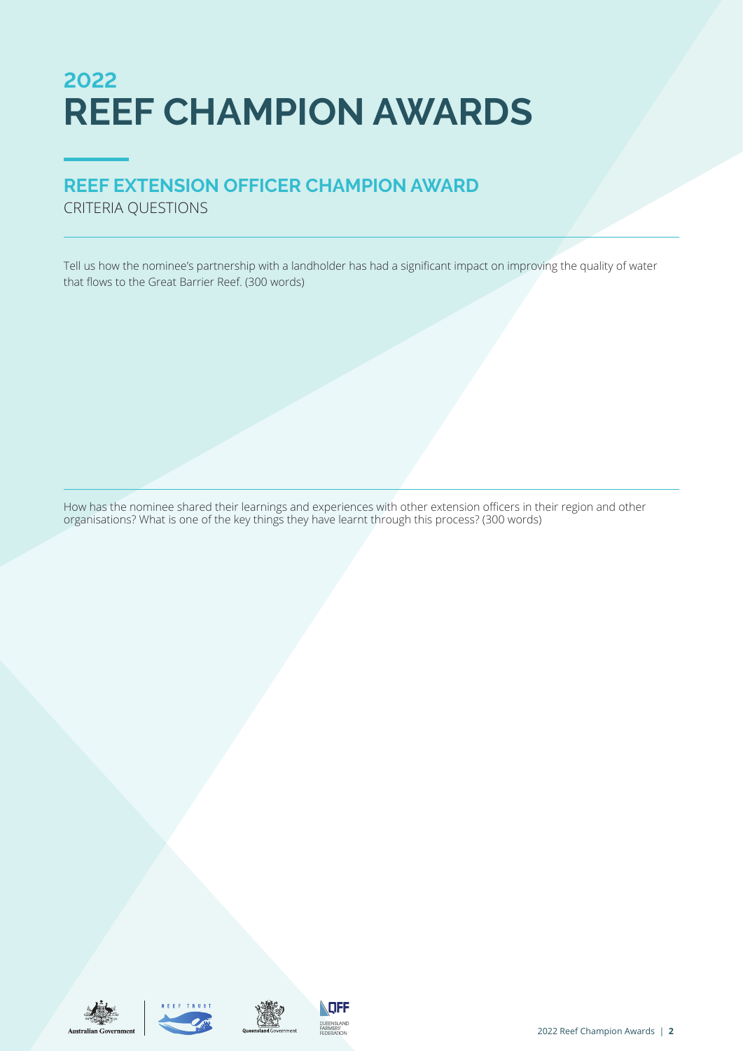# 2022 REEF CHAMPION AWARDS

## REEF EXTENSION OFFICER CHAMPION AWARD

CRITERIA QUESTIONS

Tell us how the nominee's partnership with a landholder has had a significant impact on improving the quality of water that flows to the Great Barrier Reef. (300 words)

How has the nominee shared their learnings and experiences with other extension officers in their region and other organisations? What is one of the key things they have learnt through this process? (300 words)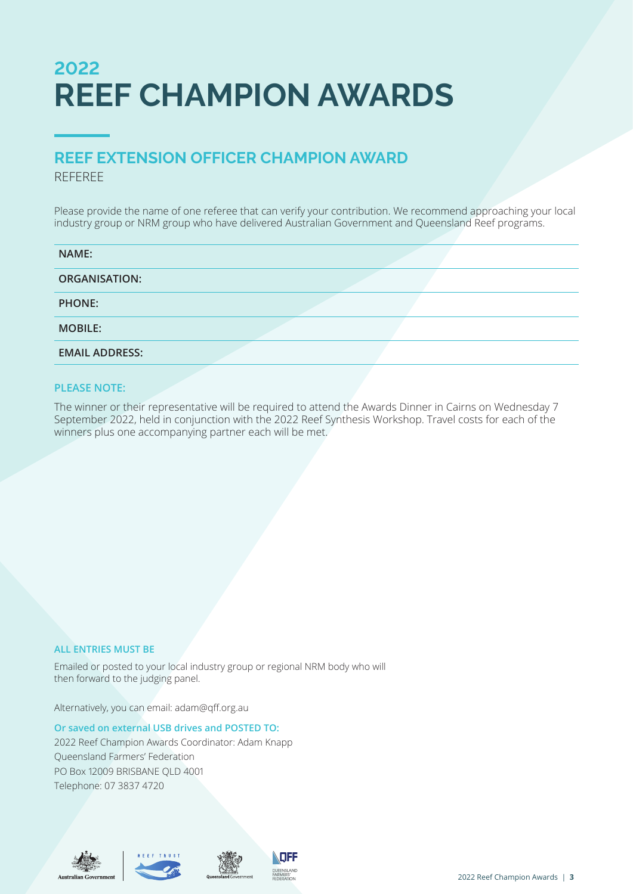# 2022 REEF CHAMPION AWARDS

## REEF EXTENSION OFFICER CHAMPION AWARD

REFEREE

Please provide the name of one referee that can verify your contribution. We recommend approaching your local industry group or NRM group who have delivered Australian Government and Queensland Reef programs.

| | |
|---|---|
| **NAME:** | |
| **ORGANISATION:** | |
| **PHONE:** | |
| **MOBILE:** | |
| **EMAIL ADDRESS:** | |

**PLEASE NOTE:**

The winner or their representative will be required to attend the Awards Dinner in Cairns on Wednesday 7 September 2022, held in conjunction with the 2022 Reef Synthesis Workshop. Travel costs for each of the winners plus one accompanying partner each will be met.

**ALL ENTRIES MUST BE**

Emailed or posted to your local industry group or regional NRM body who will then forward to the judging panel.

Alternatively, you can email: adam@qff.org.au

**Or saved on external USB drives and POSTED TO:**

2022 Reef Champion Awards Coordinator: Adam Knapp
Queensland Farmers' Federation
PO Box 12009 BRISBANE QLD 4001
Telephone: 07 3837 4720